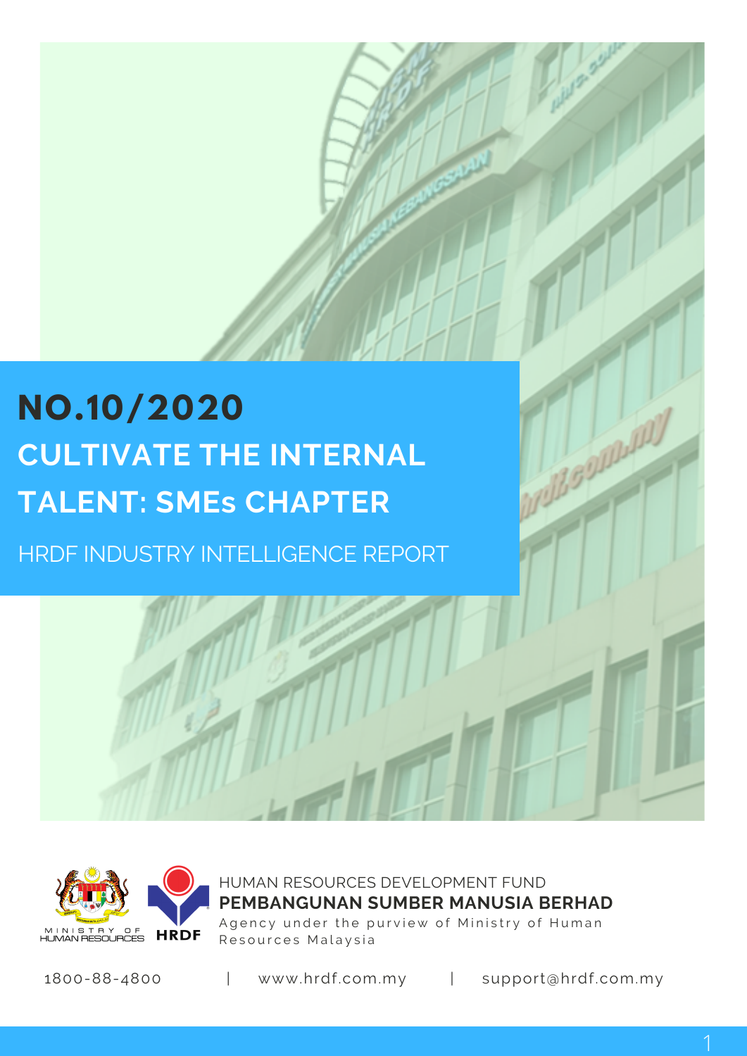# NO.10/2020

# CULTIVATE THE INTERNAL TALENT: SMEs CHAPTER

HRDF INDUSTRY INTELLIGENCE REPORT

MINISTRY OF HUMAN RESOURCES

HRDF

HUMAN RESOURCES DEVELOPMENT FUND

**PEMBANGUNAN SUMBER MANUSIA BERHAD**

Agency under the purview of Ministry of Human Resources Malaysia

1800-88-4800 | www.hrdf.com.my | support@hrdf.com.my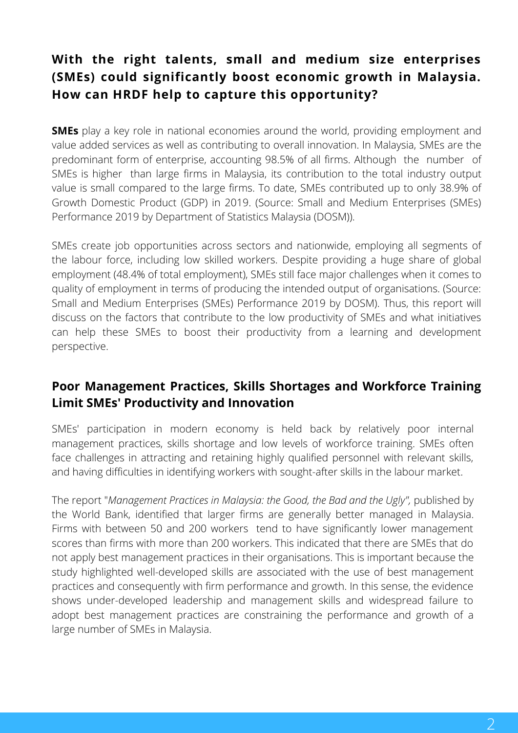## With the right talents, small and medium size enterprises (SMEs) could significantly boost economic growth in Malaysia. How can HRDF help to capture this opportunity?

**SMEs** play a key role in national economies around the world, providing employment and value added services as well as contributing to overall innovation. In Malaysia, SMEs are the predominant form of enterprise, accounting 98.5% of all firms. Although the number of SMEs is higher than large firms in Malaysia, its contribution to the total industry output value is small compared to the large firms. To date, SMEs contributed up to only 38.9% of Growth Domestic Product (GDP) in 2019. (Source: Small and Medium Enterprises (SMEs) Performance 2019 by Department of Statistics Malaysia (DOSM)).

SMEs create job opportunities across sectors and nationwide, employing all segments of the labour force, including low skilled workers. Despite providing a huge share of global employment (48.4% of total employment), SMEs still face major challenges when it comes to quality of employment in terms of producing the intended output of organisations. (Source: Small and Medium Enterprises (SMEs) Performance 2019 by DOSM). Thus, this report will discuss on the factors that contribute to the low productivity of SMEs and what initiatives can help these SMEs to boost their productivity from a learning and development perspective.

## Poor Management Practices, Skills Shortages and Workforce Training Limit SMEs' Productivity and Innovation

SMEs' participation in modern economy is held back by relatively poor internal management practices, skills shortage and low levels of workforce training. SMEs often face challenges in attracting and retaining highly qualified personnel with relevant skills, and having difficulties in identifying workers with sought-after skills in the labour market.

The report "*Management Practices in Malaysia: the Good, the Bad and the Ugly",* published by the World Bank, identified that larger firms are generally better managed in Malaysia. Firms with between 50 and 200 workers tend to have significantly lower management scores than firms with more than 200 workers. This indicated that there are SMEs that do not apply best management practices in their organisations. This is important because the study highlighted well-developed skills are associated with the use of best management practices and consequently with firm performance and growth. In this sense, the evidence shows under-developed leadership and management skills and widespread failure to adopt best management practices are constraining the performance and growth of a large number of SMEs in Malaysia.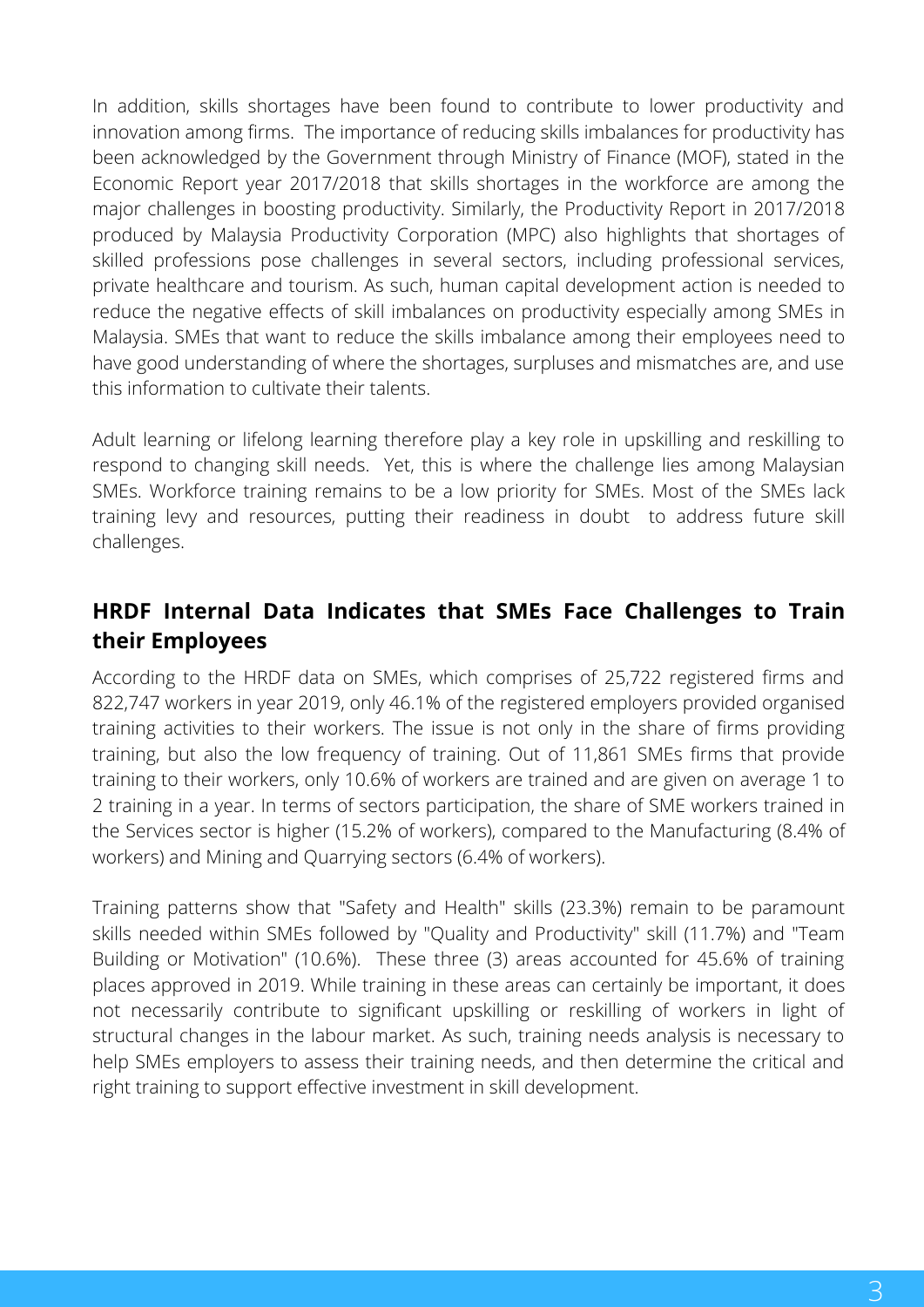In addition, skills shortages have been found to contribute to lower productivity and innovation among firms. The importance of reducing skills imbalances for productivity has been acknowledged by the Government through Ministry of Finance (MOF), stated in the Economic Report year 2017/2018 that skills shortages in the workforce are among the major challenges in boosting productivity. Similarly, the Productivity Report in 2017/2018 produced by Malaysia Productivity Corporation (MPC) also highlights that shortages of skilled professions pose challenges in several sectors, including professional services, private healthcare and tourism. As such, human capital development action is needed to reduce the negative effects of skill imbalances on productivity especially among SMEs in Malaysia. SMEs that want to reduce the skills imbalance among their employees need to have good understanding of where the shortages, surpluses and mismatches are, and use this information to cultivate their talents.

Adult learning or lifelong learning therefore play a key role in upskilling and reskilling to respond to changing skill needs. Yet, this is where the challenge lies among Malaysian SMEs. Workforce training remains to be a low priority for SMEs. Most of the SMEs lack training levy and resources, putting their readiness in doubt to address future skill challenges.

## HRDF Internal Data Indicates that SMEs Face Challenges to Train their Employees

According to the HRDF data on SMEs, which comprises of 25,722 registered firms and 822,747 workers in year 2019, only 46.1% of the registered employers provided organised training activities to their workers. The issue is not only in the share of firms providing training, but also the low frequency of training. Out of 11,861 SMEs firms that provide training to their workers, only 10.6% of workers are trained and are given on average 1 to 2 training in a year. In terms of sectors participation, the share of SME workers trained in the Services sector is higher (15.2% of workers), compared to the Manufacturing (8.4% of workers) and Mining and Quarrying sectors (6.4% of workers).

Training patterns show that "Safety and Health" skills (23.3%) remain to be paramount skills needed within SMEs followed by "Quality and Productivity" skill (11.7%) and "Team Building or Motivation" (10.6%). These three (3) areas accounted for 45.6% of training places approved in 2019. While training in these areas can certainly be important, it does not necessarily contribute to significant upskilling or reskilling of workers in light of structural changes in the labour market. As such, training needs analysis is necessary to help SMEs employers to assess their training needs, and then determine the critical and right training to support effective investment in skill development.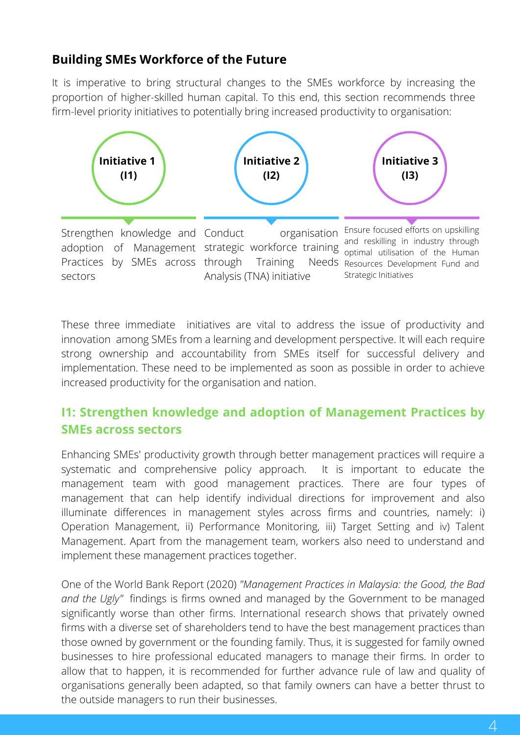## Building SMEs Workforce of the Future

It is imperative to bring structural changes to the SMEs workforce by increasing the proportion of higher-skilled human capital. To this end, this section recommends three firm-level priority initiatives to potentially bring increased productivity to organisation:

**Initiative 1 (I1)**

Strengthen knowledge and adoption of Management Practices by SMEs across sectors

**Initiative 2 (I2)**

Conduct organisation strategic workforce training through Training Needs Analysis (TNA) initiative

**Initiative 3 (I3)**

Ensure focused efforts on upskilling and reskilling in industry through optimal utilisation of the Human Resources Development Fund and Strategic Initiatives

These three immediate initiatives are vital to address the issue of productivity and innovation among SMEs from a learning and development perspective. It will each require strong ownership and accountability from SMEs itself for successful delivery and implementation. These need to be implemented as soon as possible in order to achieve increased productivity for the organisation and nation.

### I1: Strengthen knowledge and adoption of Management Practices by SMEs across sectors

Enhancing SMEs' productivity growth through better management practices will require a systematic and comprehensive policy approach. It is important to educate the management team with good management practices. There are four types of management that can help identify individual directions for improvement and also illuminate differences in management styles across firms and countries, namely: i) Operation Management, ii) Performance Monitoring, iii) Target Setting and iv) Talent Management. Apart from the management team, workers also need to understand and implement these management practices together.

One of the World Bank Report (2020) *"Management Practices in Malaysia: the Good, the Bad and the Ugly"* findings is firms owned and managed by the Government to be managed significantly worse than other firms. International research shows that privately owned firms with a diverse set of shareholders tend to have the best management practices than those owned by government or the founding family. Thus, it is suggested for family owned businesses to hire professional educated managers to manage their firms. In order to allow that to happen, it is recommended for further advance rule of law and quality of organisations generally been adapted, so that family owners can have a better thrust to the outside managers to run their businesses.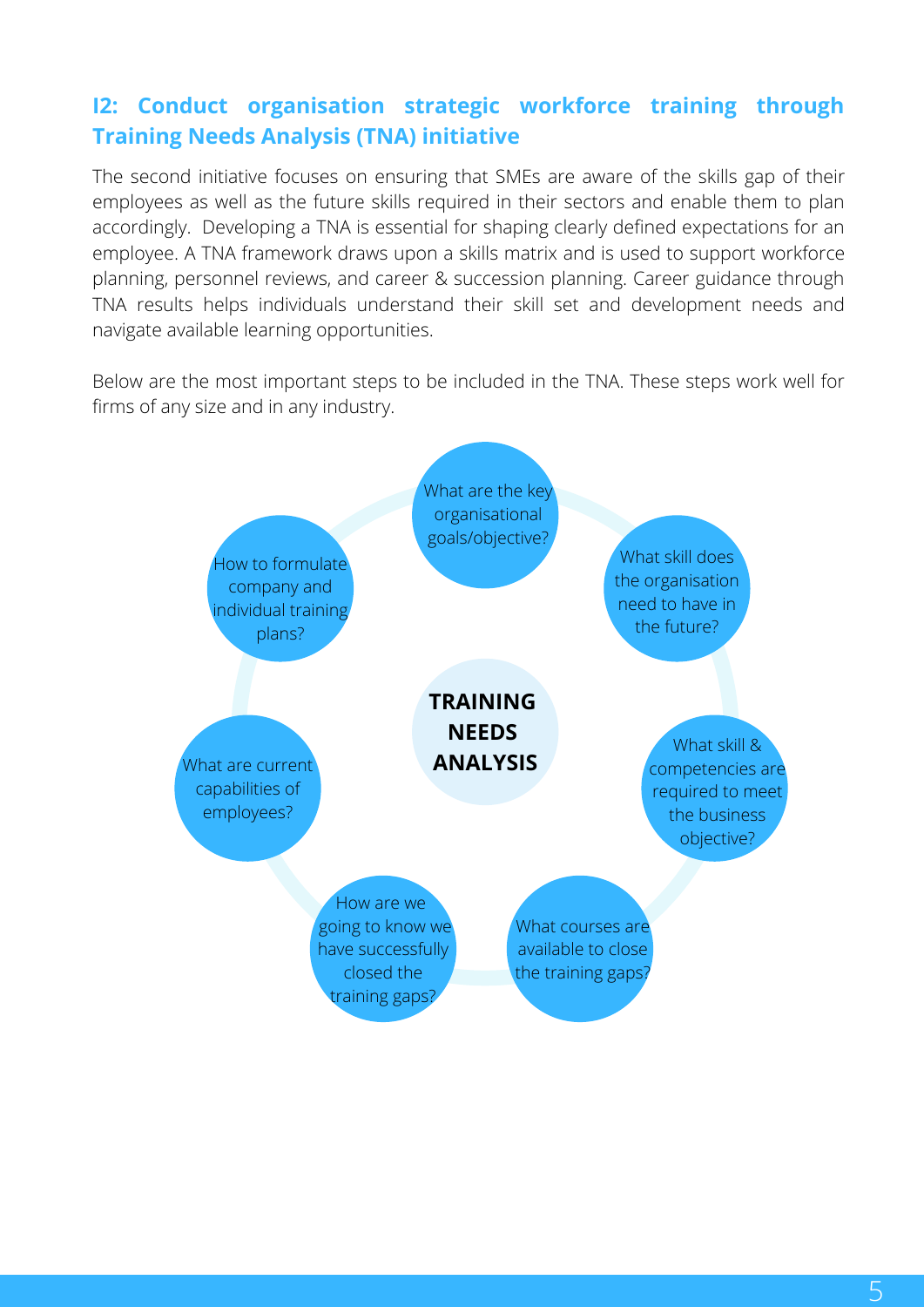## I2: Conduct organisation strategic workforce training through Training Needs Analysis (TNA) initiative

The second initiative focuses on ensuring that SMEs are aware of the skills gap of their employees as well as the future skills required in their sectors and enable them to plan accordingly. Developing a TNA is essential for shaping clearly defined expectations for an employee. A TNA framework draws upon a skills matrix and is used to support workforce planning, personnel reviews, and career & succession planning. Career guidance through TNA results helps individuals understand their skill set and development needs and navigate available learning opportunities.

Below are the most important steps to be included in the TNA. These steps work well for firms of any size and in any industry.

**TRAINING NEEDS ANALYSIS**

- What are the key organisational goals/objective?
- What skill does the organisation need to have in the future?
- What skill & competencies are required to meet the business objective?
- What courses are available to close the training gaps?
- How are we going to know we have successfully closed the training gaps?
- What are current capabilities of employees?
- How to formulate company and individual training plans?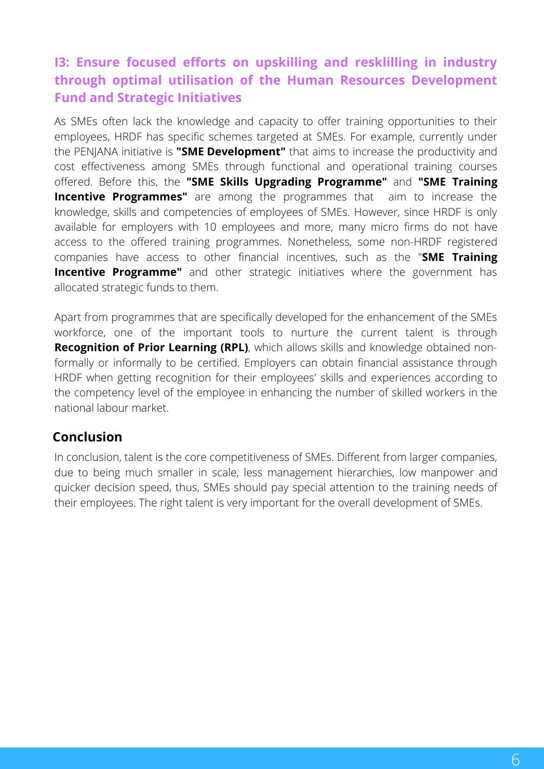### I3: Ensure focused efforts on upskilling and resklilling in industry through optimal utilisation of the Human Resources Development Fund and Strategic Initiatives

As SMEs often lack the knowledge and capacity to offer training opportunities to their employees, HRDF has specific schemes targeted at SMEs. For example, currently under the PENJANA initiative is **"SME Development"** that aims to increase the productivity and cost effectiveness among SMEs through functional and operational training courses offered. Before this, the **"SME Skills Upgrading Programme"** and **"SME Training Incentive Programmes"** are among the programmes that aim to increase the knowledge, skills and competencies of employees of SMEs. However, since HRDF is only available for employers with 10 employees and more, many micro firms do not have access to the offered training programmes. Nonetheless, some non-HRDF registered companies have access to other financial incentives, such as the "**SME Training Incentive Programme"** and other strategic initiatives where the government has allocated strategic funds to them.

Apart from programmes that are specifically developed for the enhancement of the SMEs workforce, one of the important tools to nurture the current talent is through **Recognition of Prior Learning (RPL)**, which allows skills and knowledge obtained non-formally or informally to be certified. Employers can obtain financial assistance through HRDF when getting recognition for their employees' skills and experiences according to the competency level of the employee in enhancing the number of skilled workers in the national labour market.

## Conclusion

In conclusion, talent is the core competitiveness of SMEs. Different from larger companies, due to being much smaller in scale, less management hierarchies, low manpower and quicker decision speed, thus, SMEs should pay special attention to the training needs of their employees. The right talent is very important for the overall development of SMEs.